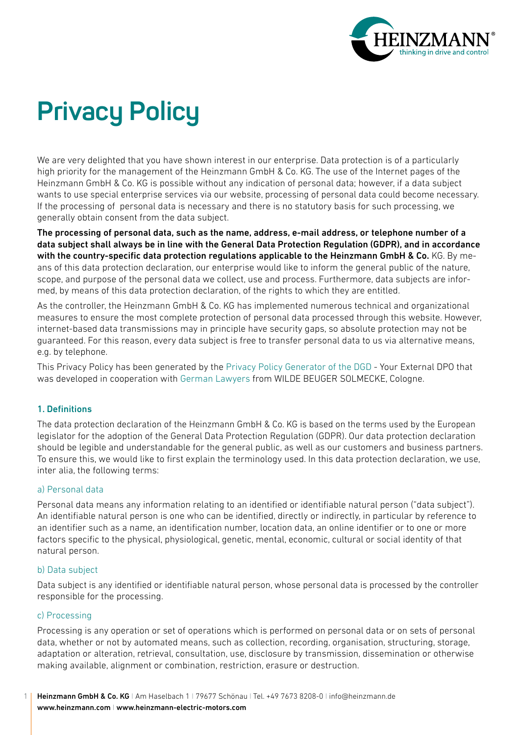# Privacy Policy

We are very delighted that you have shown interest in our enterprise. Data protection is of a particularly high priority for the management of the Heinzmann GmbH & Co. KG. The use of the Internet pages of the Heinzmann GmbH & Co. KG is possible without any indication of personal data; however, if a data subject wants to use special enterprise services via our website, processing of personal data could become necessary. If the processing of personal data is necessary and there is no statutory basis for such processing, we generally obtain consent from the data subject.

**The processing of personal data, such as the name, address, e-mail address, or telephone number of a data subject shall always be in line with the General Data Protection Regulation (GDPR), and in accordance with the country-specific data protection regulations applicable to the Heinzmann GmbH & Co.** KG. By means of this data protection declaration, our enterprise would like to inform the general public of the nature, scope, and purpose of the personal data we collect, use and process. Furthermore, data subjects are informed, by means of this data protection declaration, of the rights to which they are entitled.

As the controller, the Heinzmann GmbH & Co. KG has implemented numerous technical and organizational measures to ensure the most complete protection of personal data processed through this website. However, internet-based data transmissions may in principle have security gaps, so absolute protection may not be guaranteed. For this reason, every data subject is free to transfer personal data to us via alternative means, e.g. by telephone.

This Privacy Policy has been generated by the Privacy Policy Generator of the DGD - Your External DPO that was developed in cooperation with German Lawyers from WILDE BEUGER SOLMECKE, Cologne.

## 1. Definitions

The data protection declaration of the Heinzmann GmbH & Co. KG is based on the terms used by the European legislator for the adoption of the General Data Protection Regulation (GDPR). Our data protection declaration should be legible and understandable for the general public, as well as our customers and business partners. To ensure this, we would like to first explain the terminology used. In this data protection declaration, we use, inter alia, the following terms:

### a) Personal data

Personal data means any information relating to an identified or identifiable natural person ("data subject"). An identifiable natural person is one who can be identified, directly or indirectly, in particular by reference to an identifier such as a name, an identification number, location data, an online identifier or to one or more factors specific to the physical, physiological, genetic, mental, economic, cultural or social identity of that natural person.

### b) Data subject

Data subject is any identified or identifiable natural person, whose personal data is processed by the controller responsible for the processing.

### c) Processing

Processing is any operation or set of operations which is performed on personal data or on sets of personal data, whether or not by automated means, such as collection, recording, organisation, structuring, storage, adaptation or alteration, retrieval, consultation, use, disclosure by transmission, dissemination or otherwise making available, alignment or combination, restriction, erasure or destruction.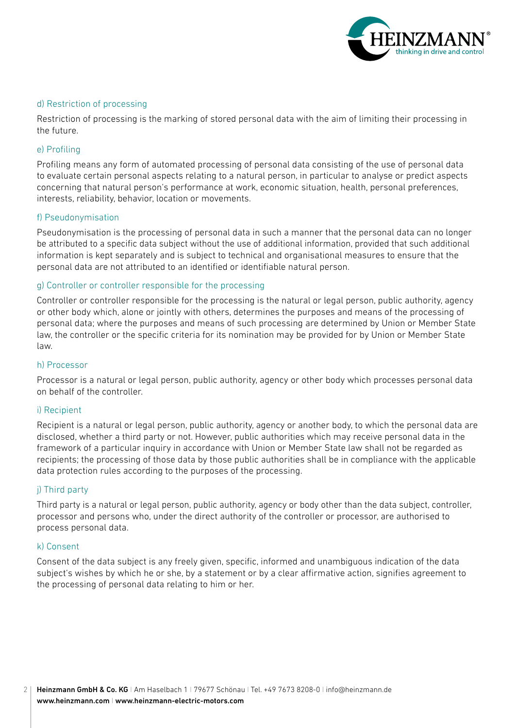### d) Restriction of processing

Restriction of processing is the marking of stored personal data with the aim of limiting their processing in the future.

### e) Profiling

Profiling means any form of automated processing of personal data consisting of the use of personal data to evaluate certain personal aspects relating to a natural person, in particular to analyse or predict aspects concerning that natural person's performance at work, economic situation, health, personal preferences, interests, reliability, behavior, location or movements.

### f) Pseudonymisation

Pseudonymisation is the processing of personal data in such a manner that the personal data can no longer be attributed to a specific data subject without the use of additional information, provided that such additional information is kept separately and is subject to technical and organisational measures to ensure that the personal data are not attributed to an identified or identifiable natural person.

### g) Controller or controller responsible for the processing

Controller or controller responsible for the processing is the natural or legal person, public authority, agency or other body which, alone or jointly with others, determines the purposes and means of the processing of personal data; where the purposes and means of such processing are determined by Union or Member State law, the controller or the specific criteria for its nomination may be provided for by Union or Member State law.

### h) Processor

Processor is a natural or legal person, public authority, agency or other body which processes personal data on behalf of the controller.

### i) Recipient

Recipient is a natural or legal person, public authority, agency or another body, to which the personal data are disclosed, whether a third party or not. However, public authorities which may receive personal data in the framework of a particular inquiry in accordance with Union or Member State law shall not be regarded as recipients; the processing of those data by those public authorities shall be in compliance with the applicable data protection rules according to the purposes of the processing.

### j) Third party

Third party is a natural or legal person, public authority, agency or body other than the data subject, controller, processor and persons who, under the direct authority of the controller or processor, are authorised to process personal data.

### k) Consent

Consent of the data subject is any freely given, specific, informed and unambiguous indication of the data subject's wishes by which he or she, by a statement or by a clear affirmative action, signifies agreement to the processing of personal data relating to him or her.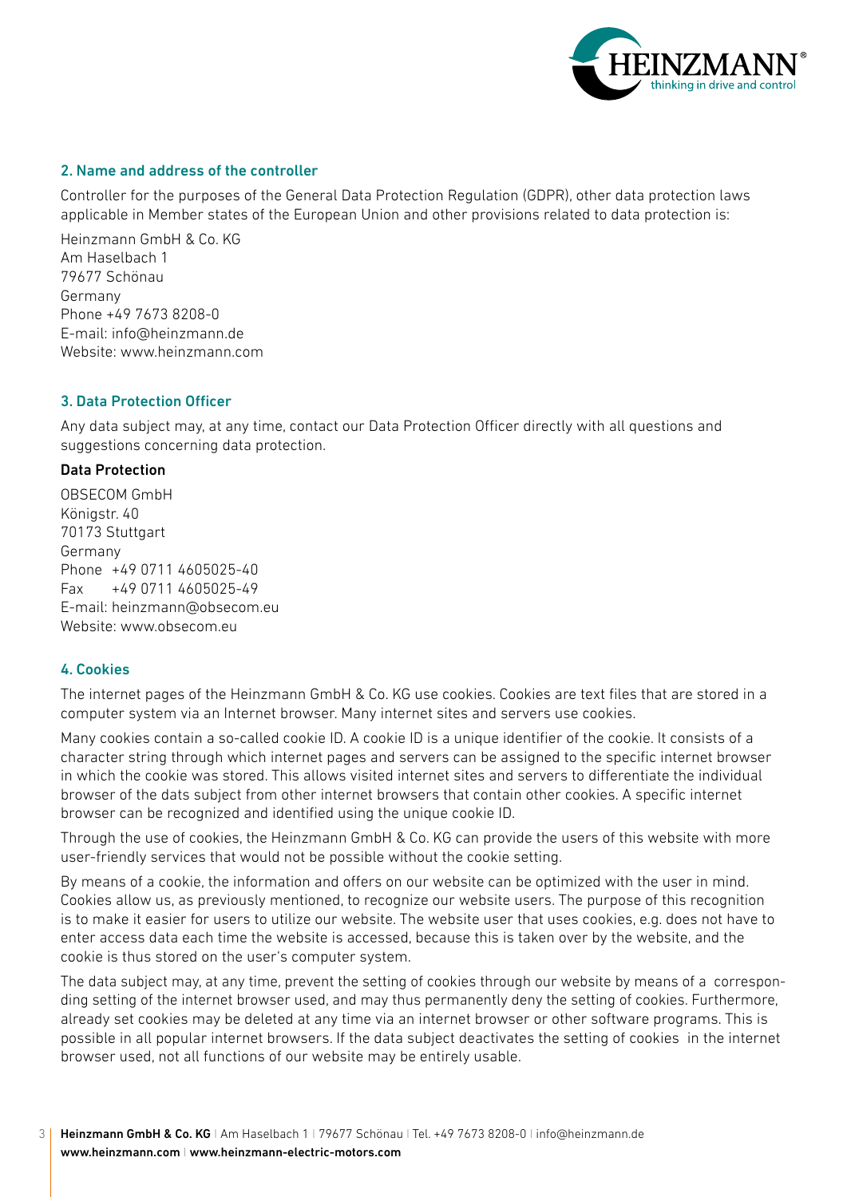## 2. Name and address of the controller

Controller for the purposes of the General Data Protection Regulation (GDPR), other data protection laws applicable in Member states of the European Union and other provisions related to data protection is:

Heinzmann GmbH & Co. KG
Am Haselbach 1
79677 Schönau
Germany
Phone +49 7673 8208-0
E-mail: info@heinzmann.de
Website: www.heinzmann.com

## 3. Data Protection Officer

Any data subject may, at any time, contact our Data Protection Officer directly with all questions and suggestions concerning data protection.

**Data Protection**

OBSECOM GmbH
Königstr. 40
70173 Stuttgart
Germany
Phone +49 0711 4605025-40
Fax +49 0711 4605025-49
E-mail: heinzmann@obsecom.eu
Website: www.obsecom.eu

## 4. Cookies

The internet pages of the Heinzmann GmbH & Co. KG use cookies. Cookies are text files that are stored in a computer system via an Internet browser. Many internet sites and servers use cookies.

Many cookies contain a so-called cookie ID. A cookie ID is a unique identifier of the cookie. It consists of a character string through which internet pages and servers can be assigned to the specific internet browser in which the cookie was stored. This allows visited internet sites and servers to differentiate the individual browser of the dats subject from other internet browsers that contain other cookies. A specific internet browser can be recognized and identified using the unique cookie ID.

Through the use of cookies, the Heinzmann GmbH & Co. KG can provide the users of this website with more user-friendly services that would not be possible without the cookie setting.

By means of a cookie, the information and offers on our website can be optimized with the user in mind. Cookies allow us, as previously mentioned, to recognize our website users. The purpose of this recognition is to make it easier for users to utilize our website. The website user that uses cookies, e.g. does not have to enter access data each time the website is accessed, because this is taken over by the website, and the cookie is thus stored on the user's computer system.

The data subject may, at any time, prevent the setting of cookies through our website by means of a corresponding setting of the internet browser used, and may thus permanently deny the setting of cookies. Furthermore, already set cookies may be deleted at any time via an internet browser or other software programs. This is possible in all popular internet browsers. If the data subject deactivates the setting of cookies in the internet browser used, not all functions of our website may be entirely usable.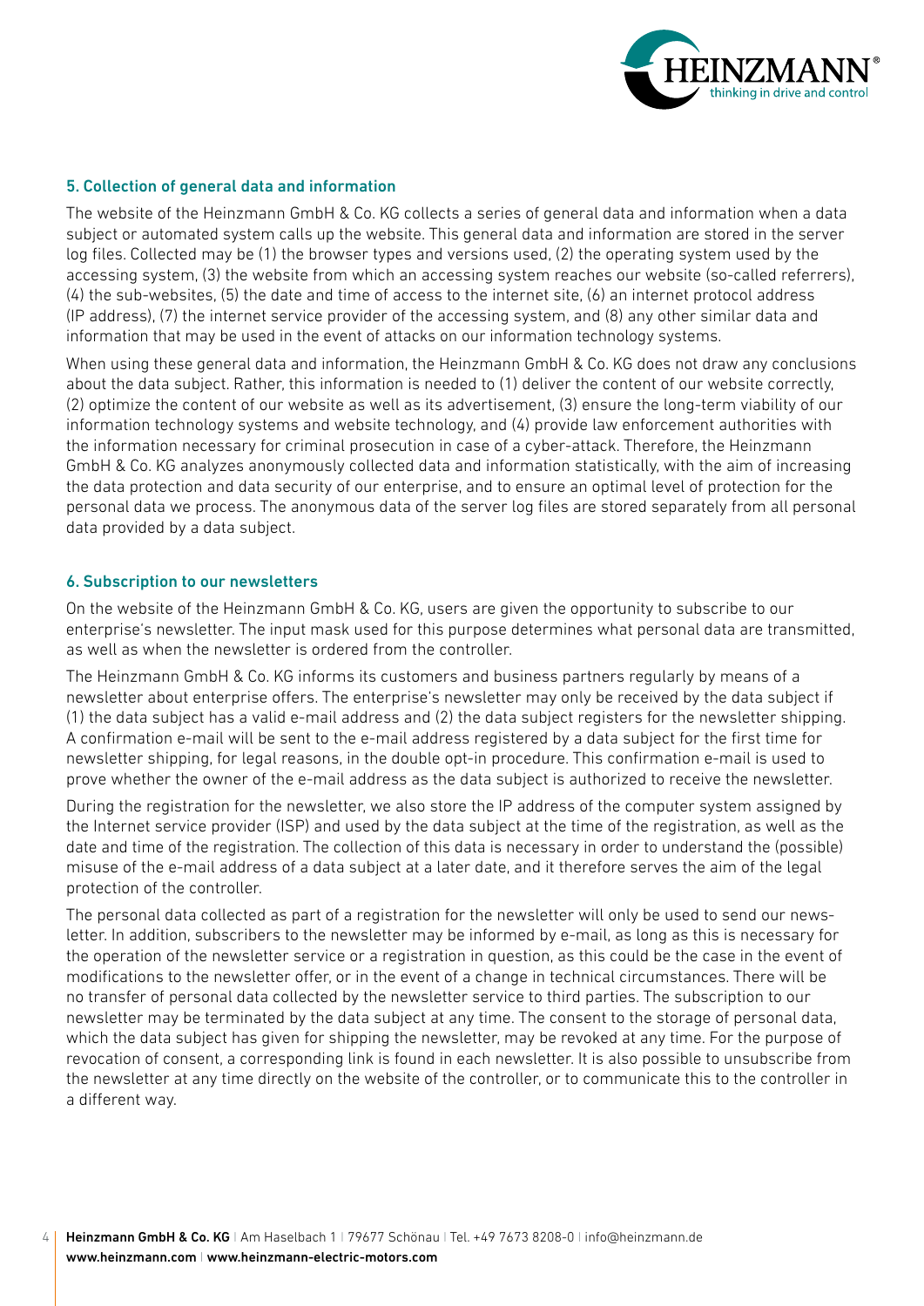## 5. Collection of general data and information

The website of the Heinzmann GmbH & Co. KG collects a series of general data and information when a data subject or automated system calls up the website. This general data and information are stored in the server log files. Collected may be (1) the browser types and versions used, (2) the operating system used by the accessing system, (3) the website from which an accessing system reaches our website (so-called referrers), (4) the sub-websites, (5) the date and time of access to the internet site, (6) an internet protocol address (IP address), (7) the internet service provider of the accessing system, and (8) any other similar data and information that may be used in the event of attacks on our information technology systems.

When using these general data and information, the Heinzmann GmbH & Co. KG does not draw any conclusions about the data subject. Rather, this information is needed to (1) deliver the content of our website correctly, (2) optimize the content of our website as well as its advertisement, (3) ensure the long-term viability of our information technology systems and website technology, and (4) provide law enforcement authorities with the information necessary for criminal prosecution in case of a cyber-attack. Therefore, the Heinzmann GmbH & Co. KG analyzes anonymously collected data and information statistically, with the aim of increasing the data protection and data security of our enterprise, and to ensure an optimal level of protection for the personal data we process. The anonymous data of the server log files are stored separately from all personal data provided by a data subject.

## 6. Subscription to our newsletters

On the website of the Heinzmann GmbH & Co. KG, users are given the opportunity to subscribe to our enterprise's newsletter. The input mask used for this purpose determines what personal data are transmitted, as well as when the newsletter is ordered from the controller.

The Heinzmann GmbH & Co. KG informs its customers and business partners regularly by means of a newsletter about enterprise offers. The enterprise's newsletter may only be received by the data subject if (1) the data subject has a valid e-mail address and (2) the data subject registers for the newsletter shipping. A confirmation e-mail will be sent to the e-mail address registered by a data subject for the first time for newsletter shipping, for legal reasons, in the double opt-in procedure. This confirmation e-mail is used to prove whether the owner of the e-mail address as the data subject is authorized to receive the newsletter.

During the registration for the newsletter, we also store the IP address of the computer system assigned by the Internet service provider (ISP) and used by the data subject at the time of the registration, as well as the date and time of the registration. The collection of this data is necessary in order to understand the (possible) misuse of the e-mail address of a data subject at a later date, and it therefore serves the aim of the legal protection of the controller.

The personal data collected as part of a registration for the newsletter will only be used to send our newsletter. In addition, subscribers to the newsletter may be informed by e-mail, as long as this is necessary for the operation of the newsletter service or a registration in question, as this could be the case in the event of modifications to the newsletter offer, or in the event of a change in technical circumstances. There will be no transfer of personal data collected by the newsletter service to third parties. The subscription to our newsletter may be terminated by the data subject at any time. The consent to the storage of personal data, which the data subject has given for shipping the newsletter, may be revoked at any time. For the purpose of revocation of consent, a corresponding link is found in each newsletter. It is also possible to unsubscribe from the newsletter at any time directly on the website of the controller, or to communicate this to the controller in a different way.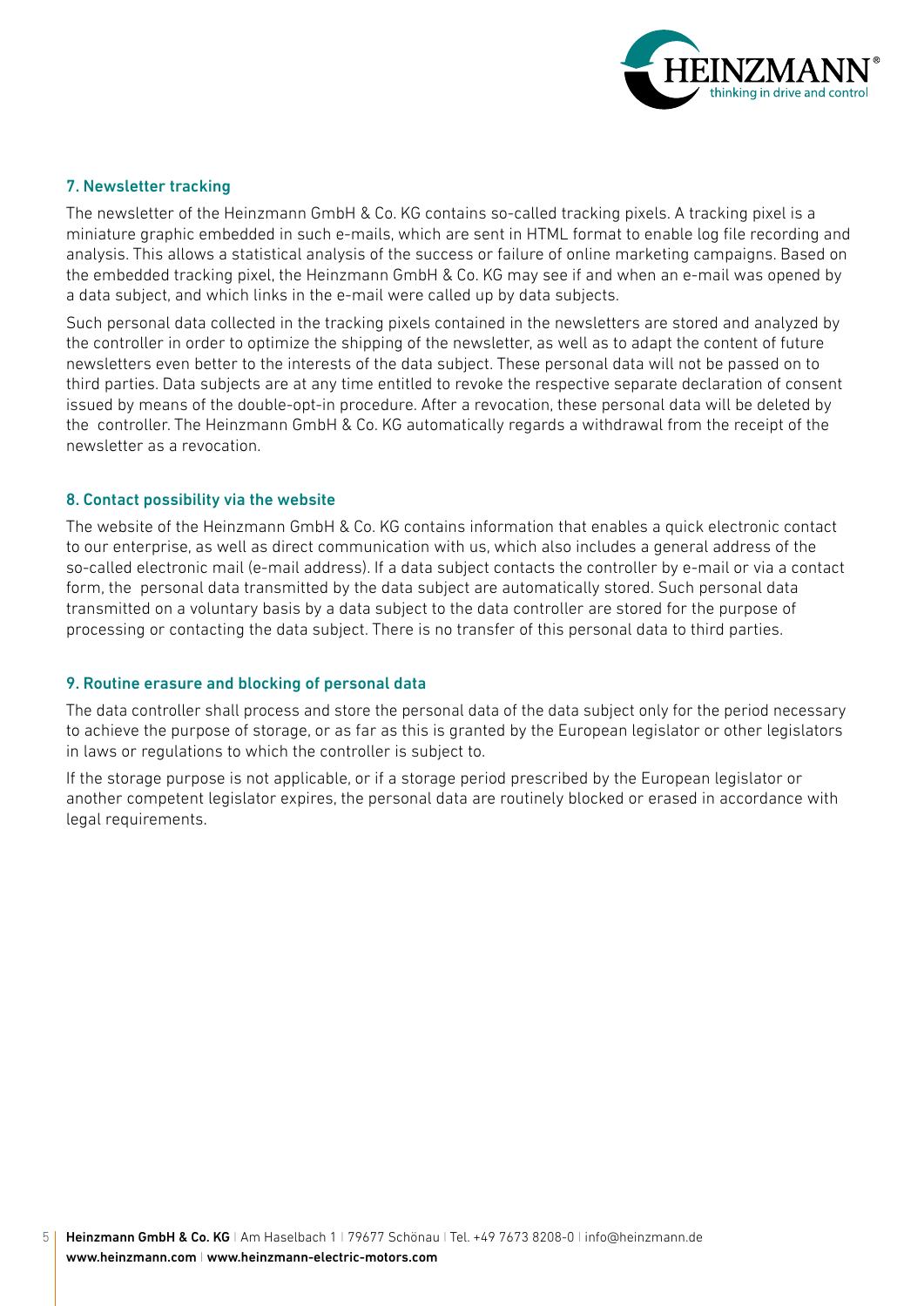## 7. Newsletter tracking

The newsletter of the Heinzmann GmbH & Co. KG contains so-called tracking pixels. A tracking pixel is a miniature graphic embedded in such e-mails, which are sent in HTML format to enable log file recording and analysis. This allows a statistical analysis of the success or failure of online marketing campaigns. Based on the embedded tracking pixel, the Heinzmann GmbH & Co. KG may see if and when an e-mail was opened by a data subject, and which links in the e-mail were called up by data subjects.

Such personal data collected in the tracking pixels contained in the newsletters are stored and analyzed by the controller in order to optimize the shipping of the newsletter, as well as to adapt the content of future newsletters even better to the interests of the data subject. These personal data will not be passed on to third parties. Data subjects are at any time entitled to revoke the respective separate declaration of consent issued by means of the double-opt-in procedure. After a revocation, these personal data will be deleted by the controller. The Heinzmann GmbH & Co. KG automatically regards a withdrawal from the receipt of the newsletter as a revocation.

## 8. Contact possibility via the website

The website of the Heinzmann GmbH & Co. KG contains information that enables a quick electronic contact to our enterprise, as well as direct communication with us, which also includes a general address of the so-called electronic mail (e-mail address). If a data subject contacts the controller by e-mail or via a contact form, the personal data transmitted by the data subject are automatically stored. Such personal data transmitted on a voluntary basis by a data subject to the data controller are stored for the purpose of processing or contacting the data subject. There is no transfer of this personal data to third parties.

## 9. Routine erasure and blocking of personal data

The data controller shall process and store the personal data of the data subject only for the period necessary to achieve the purpose of storage, or as far as this is granted by the European legislator or other legislators in laws or regulations to which the controller is subject to.

If the storage purpose is not applicable, or if a storage period prescribed by the European legislator or another competent legislator expires, the personal data are routinely blocked or erased in accordance with legal requirements.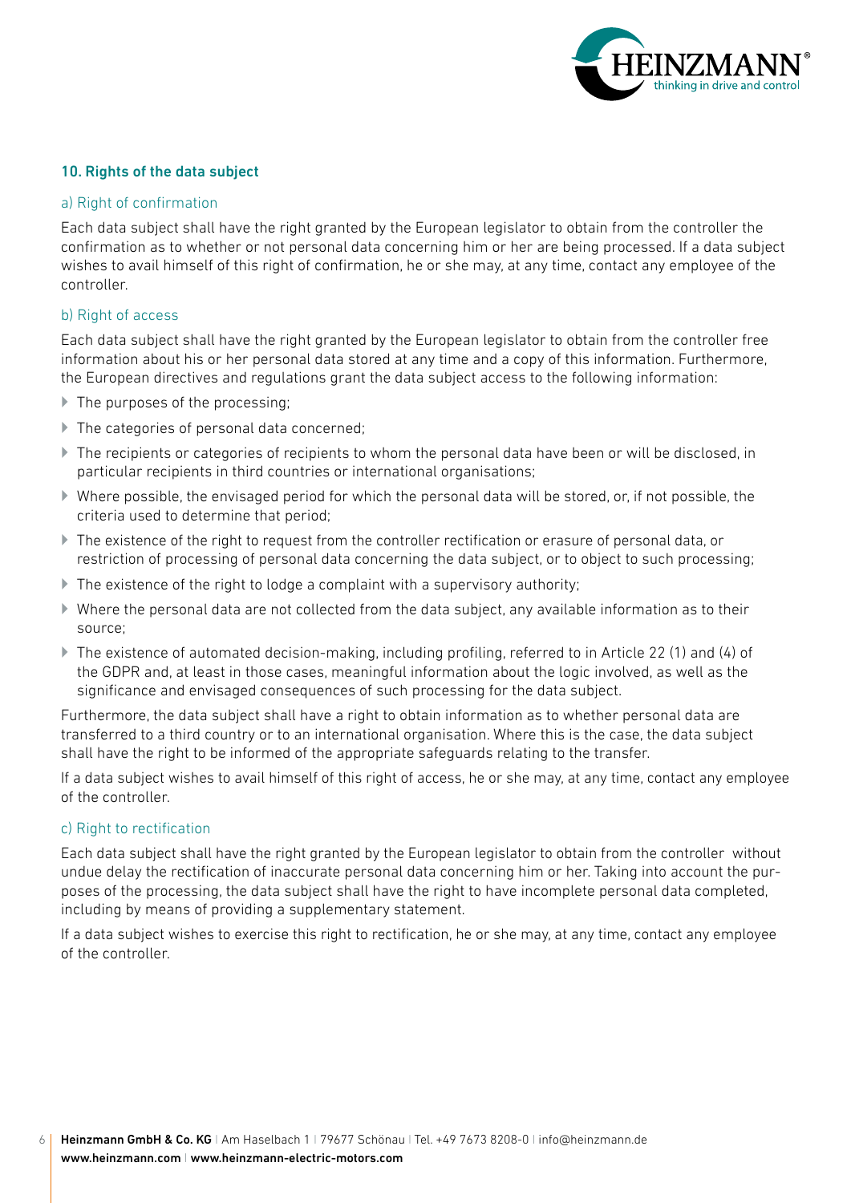## 10. Rights of the data subject

### a) Right of confirmation

Each data subject shall have the right granted by the European legislator to obtain from the controller the confirmation as to whether or not personal data concerning him or her are being processed. If a data subject wishes to avail himself of this right of confirmation, he or she may, at any time, contact any employee of the controller.

### b) Right of access

Each data subject shall have the right granted by the European legislator to obtain from the controller free information about his or her personal data stored at any time and a copy of this information. Furthermore, the European directives and regulations grant the data subject access to the following information:

- The purposes of the processing;
- The categories of personal data concerned;
- The recipients or categories of recipients to whom the personal data have been or will be disclosed, in particular recipients in third countries or international organisations;
- Where possible, the envisaged period for which the personal data will be stored, or, if not possible, the criteria used to determine that period;
- The existence of the right to request from the controller rectification or erasure of personal data, or restriction of processing of personal data concerning the data subject, or to object to such processing;
- The existence of the right to lodge a complaint with a supervisory authority;
- Where the personal data are not collected from the data subject, any available information as to their source;
- The existence of automated decision-making, including profiling, referred to in Article 22 (1) and (4) of the GDPR and, at least in those cases, meaningful information about the logic involved, as well as the significance and envisaged consequences of such processing for the data subject.

Furthermore, the data subject shall have a right to obtain information as to whether personal data are transferred to a third country or to an international organisation. Where this is the case, the data subject shall have the right to be informed of the appropriate safeguards relating to the transfer.

If a data subject wishes to avail himself of this right of access, he or she may, at any time, contact any employee of the controller.

### c) Right to rectification

Each data subject shall have the right granted by the European legislator to obtain from the controller without undue delay the rectification of inaccurate personal data concerning him or her. Taking into account the purposes of the processing, the data subject shall have the right to have incomplete personal data completed, including by means of providing a supplementary statement.

If a data subject wishes to exercise this right to rectification, he or she may, at any time, contact any employee of the controller.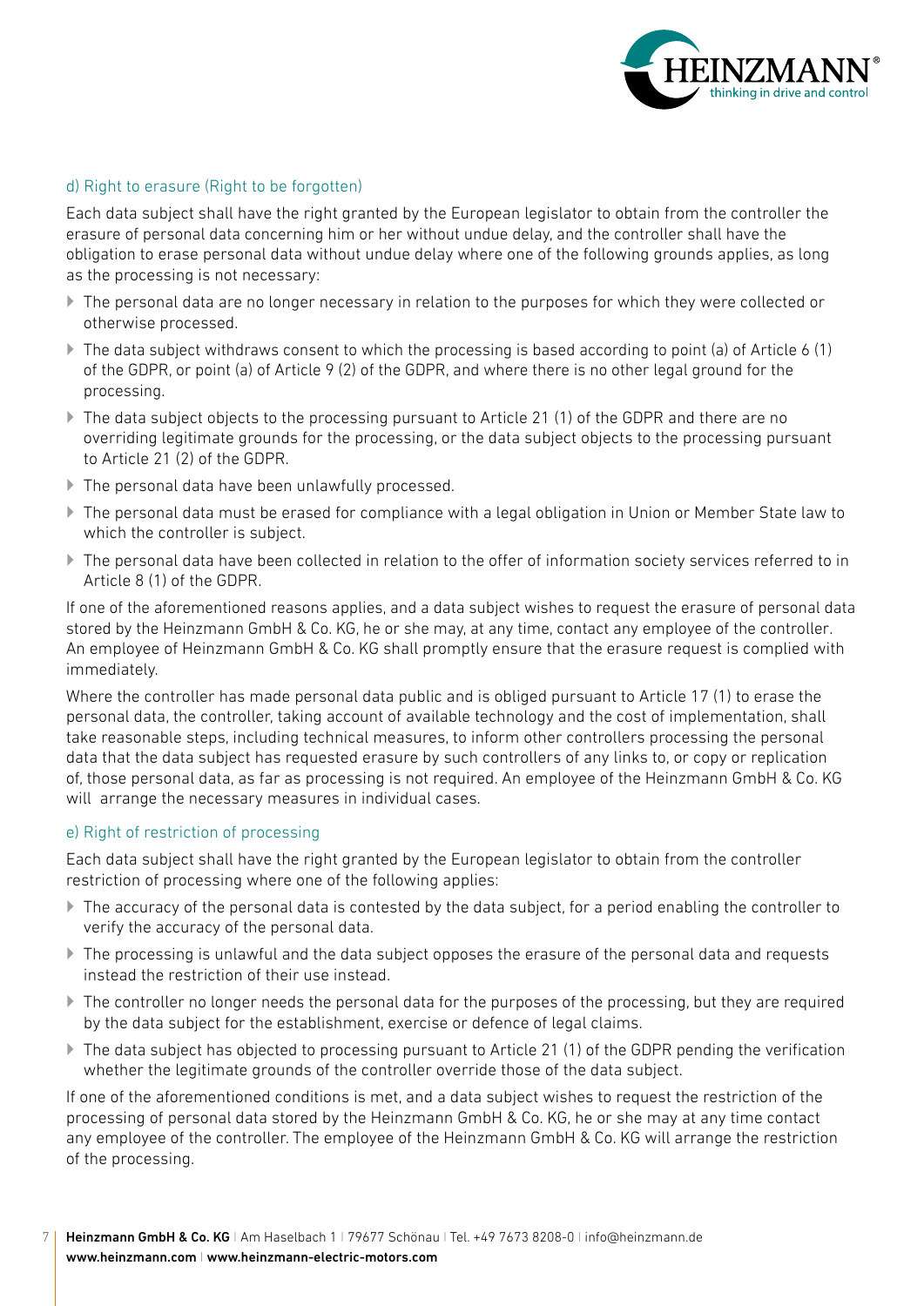### d) Right to erasure (Right to be forgotten)

Each data subject shall have the right granted by the European legislator to obtain from the controller the erasure of personal data concerning him or her without undue delay, and the controller shall have the obligation to erase personal data without undue delay where one of the following grounds applies, as long as the processing is not necessary:

- The personal data are no longer necessary in relation to the purposes for which they were collected or otherwise processed.
- The data subject withdraws consent to which the processing is based according to point (a) of Article 6 (1) of the GDPR, or point (a) of Article 9 (2) of the GDPR, and where there is no other legal ground for the processing.
- The data subject objects to the processing pursuant to Article 21 (1) of the GDPR and there are no overriding legitimate grounds for the processing, or the data subject objects to the processing pursuant to Article 21 (2) of the GDPR.
- The personal data have been unlawfully processed.
- The personal data must be erased for compliance with a legal obligation in Union or Member State law to which the controller is subject.
- The personal data have been collected in relation to the offer of information society services referred to in Article 8 (1) of the GDPR.

If one of the aforementioned reasons applies, and a data subject wishes to request the erasure of personal data stored by the Heinzmann GmbH & Co. KG, he or she may, at any time, contact any employee of the controller. An employee of Heinzmann GmbH & Co. KG shall promptly ensure that the erasure request is complied with immediately.

Where the controller has made personal data public and is obliged pursuant to Article 17 (1) to erase the personal data, the controller, taking account of available technology and the cost of implementation, shall take reasonable steps, including technical measures, to inform other controllers processing the personal data that the data subject has requested erasure by such controllers of any links to, or copy or replication of, those personal data, as far as processing is not required. An employee of the Heinzmann GmbH & Co. KG will arrange the necessary measures in individual cases.

### e) Right of restriction of processing

Each data subject shall have the right granted by the European legislator to obtain from the controller restriction of processing where one of the following applies:

- The accuracy of the personal data is contested by the data subject, for a period enabling the controller to verify the accuracy of the personal data.
- The processing is unlawful and the data subject opposes the erasure of the personal data and requests instead the restriction of their use instead.
- The controller no longer needs the personal data for the purposes of the processing, but they are required by the data subject for the establishment, exercise or defence of legal claims.
- The data subject has objected to processing pursuant to Article 21 (1) of the GDPR pending the verification whether the legitimate grounds of the controller override those of the data subject.

If one of the aforementioned conditions is met, and a data subject wishes to request the restriction of the processing of personal data stored by the Heinzmann GmbH & Co. KG, he or she may at any time contact any employee of the controller. The employee of the Heinzmann GmbH & Co. KG will arrange the restriction of the processing.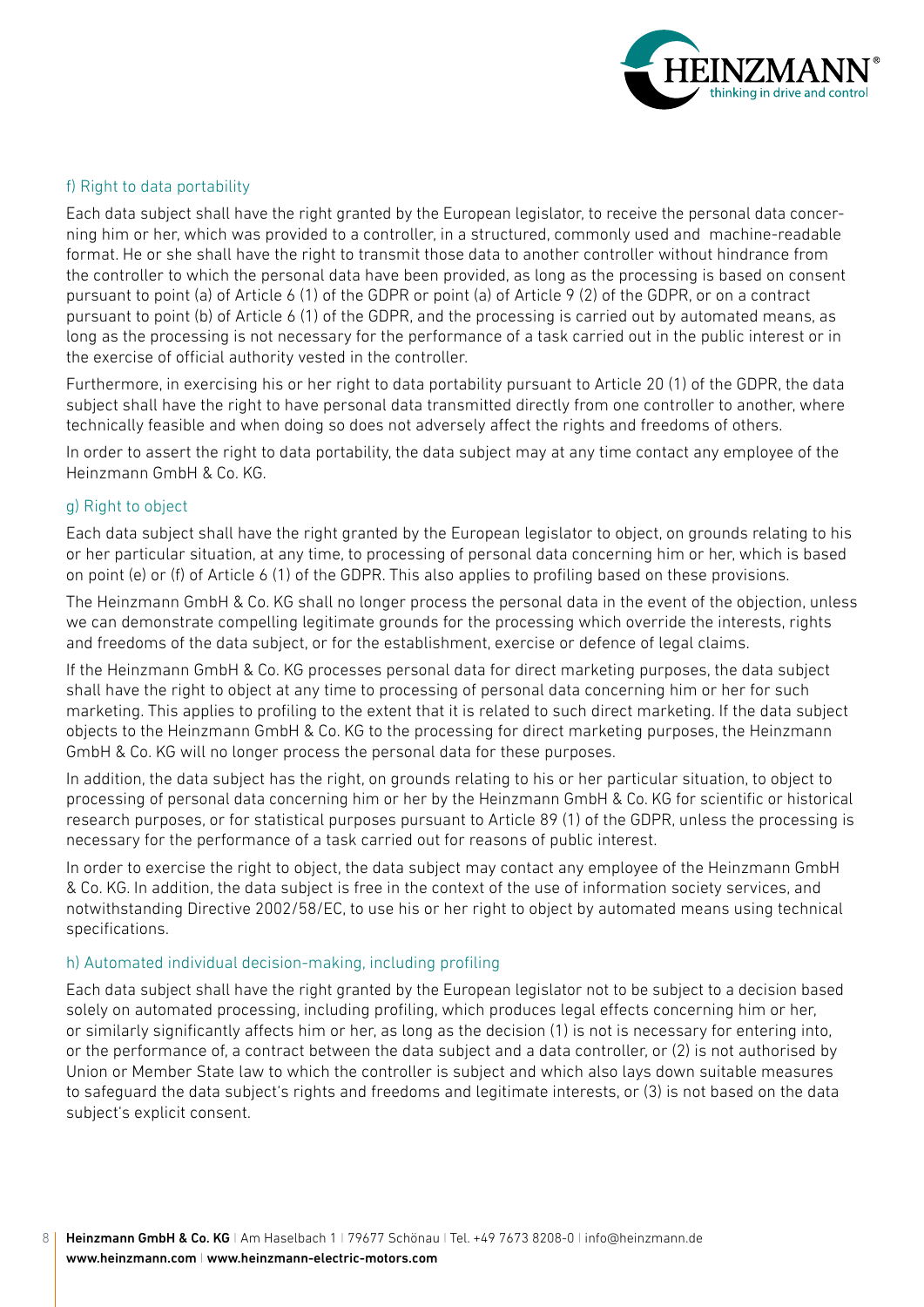### f) Right to data portability

Each data subject shall have the right granted by the European legislator, to receive the personal data concerning him or her, which was provided to a controller, in a structured, commonly used and machine-readable format. He or she shall have the right to transmit those data to another controller without hindrance from the controller to which the personal data have been provided, as long as the processing is based on consent pursuant to point (a) of Article 6 (1) of the GDPR or point (a) of Article 9 (2) of the GDPR, or on a contract pursuant to point (b) of Article 6 (1) of the GDPR, and the processing is carried out by automated means, as long as the processing is not necessary for the performance of a task carried out in the public interest or in the exercise of official authority vested in the controller.

Furthermore, in exercising his or her right to data portability pursuant to Article 20 (1) of the GDPR, the data subject shall have the right to have personal data transmitted directly from one controller to another, where technically feasible and when doing so does not adversely affect the rights and freedoms of others.

In order to assert the right to data portability, the data subject may at any time contact any employee of the Heinzmann GmbH & Co. KG.

### g) Right to object

Each data subject shall have the right granted by the European legislator to object, on grounds relating to his or her particular situation, at any time, to processing of personal data concerning him or her, which is based on point (e) or (f) of Article 6 (1) of the GDPR. This also applies to profiling based on these provisions.

The Heinzmann GmbH & Co. KG shall no longer process the personal data in the event of the objection, unless we can demonstrate compelling legitimate grounds for the processing which override the interests, rights and freedoms of the data subject, or for the establishment, exercise or defence of legal claims.

If the Heinzmann GmbH & Co. KG processes personal data for direct marketing purposes, the data subject shall have the right to object at any time to processing of personal data concerning him or her for such marketing. This applies to profiling to the extent that it is related to such direct marketing. If the data subject objects to the Heinzmann GmbH & Co. KG to the processing for direct marketing purposes, the Heinzmann GmbH & Co. KG will no longer process the personal data for these purposes.

In addition, the data subject has the right, on grounds relating to his or her particular situation, to object to processing of personal data concerning him or her by the Heinzmann GmbH & Co. KG for scientific or historical research purposes, or for statistical purposes pursuant to Article 89 (1) of the GDPR, unless the processing is necessary for the performance of a task carried out for reasons of public interest.

In order to exercise the right to object, the data subject may contact any employee of the Heinzmann GmbH & Co. KG. In addition, the data subject is free in the context of the use of information society services, and notwithstanding Directive 2002/58/EC, to use his or her right to object by automated means using technical specifications.

### h) Automated individual decision-making, including profiling

Each data subject shall have the right granted by the European legislator not to be subject to a decision based solely on automated processing, including profiling, which produces legal effects concerning him or her, or similarly significantly affects him or her, as long as the decision (1) is not is necessary for entering into, or the performance of, a contract between the data subject and a data controller, or (2) is not authorised by Union or Member State law to which the controller is subject and which also lays down suitable measures to safeguard the data subject's rights and freedoms and legitimate interests, or (3) is not based on the data subject's explicit consent.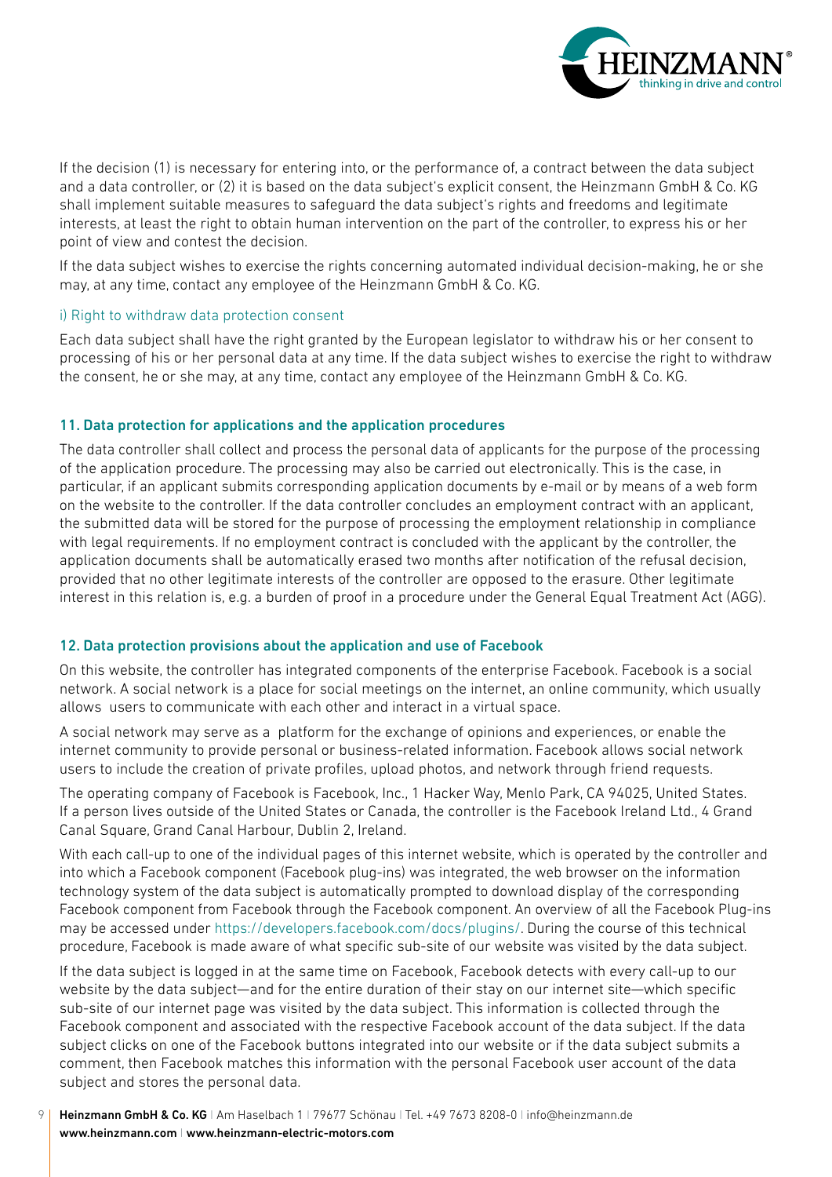If the decision (1) is necessary for entering into, or the performance of, a contract between the data subject and a data controller, or (2) it is based on the data subject's explicit consent, the Heinzmann GmbH & Co. KG shall implement suitable measures to safeguard the data subject's rights and freedoms and legitimate interests, at least the right to obtain human intervention on the part of the controller, to express his or her point of view and contest the decision.

If the data subject wishes to exercise the rights concerning automated individual decision-making, he or she may, at any time, contact any employee of the Heinzmann GmbH & Co. KG.

#### i) Right to withdraw data protection consent

Each data subject shall have the right granted by the European legislator to withdraw his or her consent to processing of his or her personal data at any time. If the data subject wishes to exercise the right to withdraw the consent, he or she may, at any time, contact any employee of the Heinzmann GmbH & Co. KG.

### 11. Data protection for applications and the application procedures

The data controller shall collect and process the personal data of applicants for the purpose of the processing of the application procedure. The processing may also be carried out electronically. This is the case, in particular, if an applicant submits corresponding application documents by e-mail or by means of a web form on the website to the controller. If the data controller concludes an employment contract with an applicant, the submitted data will be stored for the purpose of processing the employment relationship in compliance with legal requirements. If no employment contract is concluded with the applicant by the controller, the application documents shall be automatically erased two months after notification of the refusal decision, provided that no other legitimate interests of the controller are opposed to the erasure. Other legitimate interest in this relation is, e.g. a burden of proof in a procedure under the General Equal Treatment Act (AGG).

### 12. Data protection provisions about the application and use of Facebook

On this website, the controller has integrated components of the enterprise Facebook. Facebook is a social network. A social network is a place for social meetings on the internet, an online community, which usually allows users to communicate with each other and interact in a virtual space.

A social network may serve as a platform for the exchange of opinions and experiences, or enable the internet community to provide personal or business-related information. Facebook allows social network users to include the creation of private profiles, upload photos, and network through friend requests.

The operating company of Facebook is Facebook, Inc., 1 Hacker Way, Menlo Park, CA 94025, United States. If a person lives outside of the United States or Canada, the controller is the Facebook Ireland Ltd., 4 Grand Canal Square, Grand Canal Harbour, Dublin 2, Ireland.

With each call-up to one of the individual pages of this internet website, which is operated by the controller and into which a Facebook component (Facebook plug-ins) was integrated, the web browser on the information technology system of the data subject is automatically prompted to download display of the corresponding Facebook component from Facebook through the Facebook component. An overview of all the Facebook Plug-ins may be accessed under https://developers.facebook.com/docs/plugins/. During the course of this technical procedure, Facebook is made aware of what specific sub-site of our website was visited by the data subject.

If the data subject is logged in at the same time on Facebook, Facebook detects with every call-up to our website by the data subject—and for the entire duration of their stay on our internet site—which specific sub-site of our internet page was visited by the data subject. This information is collected through the Facebook component and associated with the respective Facebook account of the data subject. If the data subject clicks on one of the Facebook buttons integrated into our website or if the data subject submits a comment, then Facebook matches this information with the personal Facebook user account of the data subject and stores the personal data.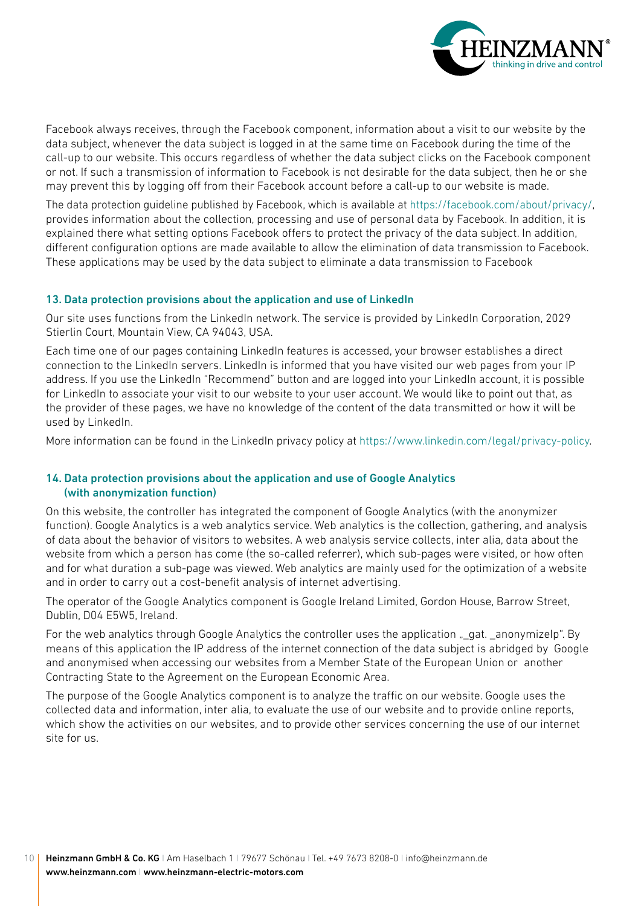Facebook always receives, through the Facebook component, information about a visit to our website by the data subject, whenever the data subject is logged in at the same time on Facebook during the time of the call-up to our website. This occurs regardless of whether the data subject clicks on the Facebook component or not. If such a transmission of information to Facebook is not desirable for the data subject, then he or she may prevent this by logging off from their Facebook account before a call-up to our website is made.

The data protection guideline published by Facebook, which is available at https://facebook.com/about/privacy/, provides information about the collection, processing and use of personal data by Facebook. In addition, it is explained there what setting options Facebook offers to protect the privacy of the data subject. In addition, different configuration options are made available to allow the elimination of data transmission to Facebook. These applications may be used by the data subject to eliminate a data transmission to Facebook

## 13. Data protection provisions about the application and use of LinkedIn

Our site uses functions from the LinkedIn network. The service is provided by LinkedIn Corporation, 2029 Stierlin Court, Mountain View, CA 94043, USA.

Each time one of our pages containing LinkedIn features is accessed, your browser establishes a direct connection to the LinkedIn servers. LinkedIn is informed that you have visited our web pages from your IP address. If you use the LinkedIn "Recommend" button and are logged into your LinkedIn account, it is possible for LinkedIn to associate your visit to our website to your user account. We would like to point out that, as the provider of these pages, we have no knowledge of the content of the data transmitted or how it will be used by LinkedIn.

More information can be found in the LinkedIn privacy policy at https://www.linkedin.com/legal/privacy-policy.

## 14. Data protection provisions about the application and use of Google Analytics (with anonymization function)

On this website, the controller has integrated the component of Google Analytics (with the anonymizer function). Google Analytics is a web analytics service. Web analytics is the collection, gathering, and analysis of data about the behavior of visitors to websites. A web analysis service collects, inter alia, data about the website from which a person has come (the so-called referrer), which sub-pages were visited, or how often and for what duration a sub-page was viewed. Web analytics are mainly used for the optimization of a website and in order to carry out a cost-benefit analysis of internet advertising.

The operator of the Google Analytics component is Google Ireland Limited, Gordon House, Barrow Street, Dublin, D04 E5W5, Ireland.

For the web analytics through Google Analytics the controller uses the application „_gat. _anonymizeIp". By means of this application the IP address of the internet connection of the data subject is abridged by Google and anonymised when accessing our websites from a Member State of the European Union or another Contracting State to the Agreement on the European Economic Area.

The purpose of the Google Analytics component is to analyze the traffic on our website. Google uses the collected data and information, inter alia, to evaluate the use of our website and to provide online reports, which show the activities on our websites, and to provide other services concerning the use of our internet site for us.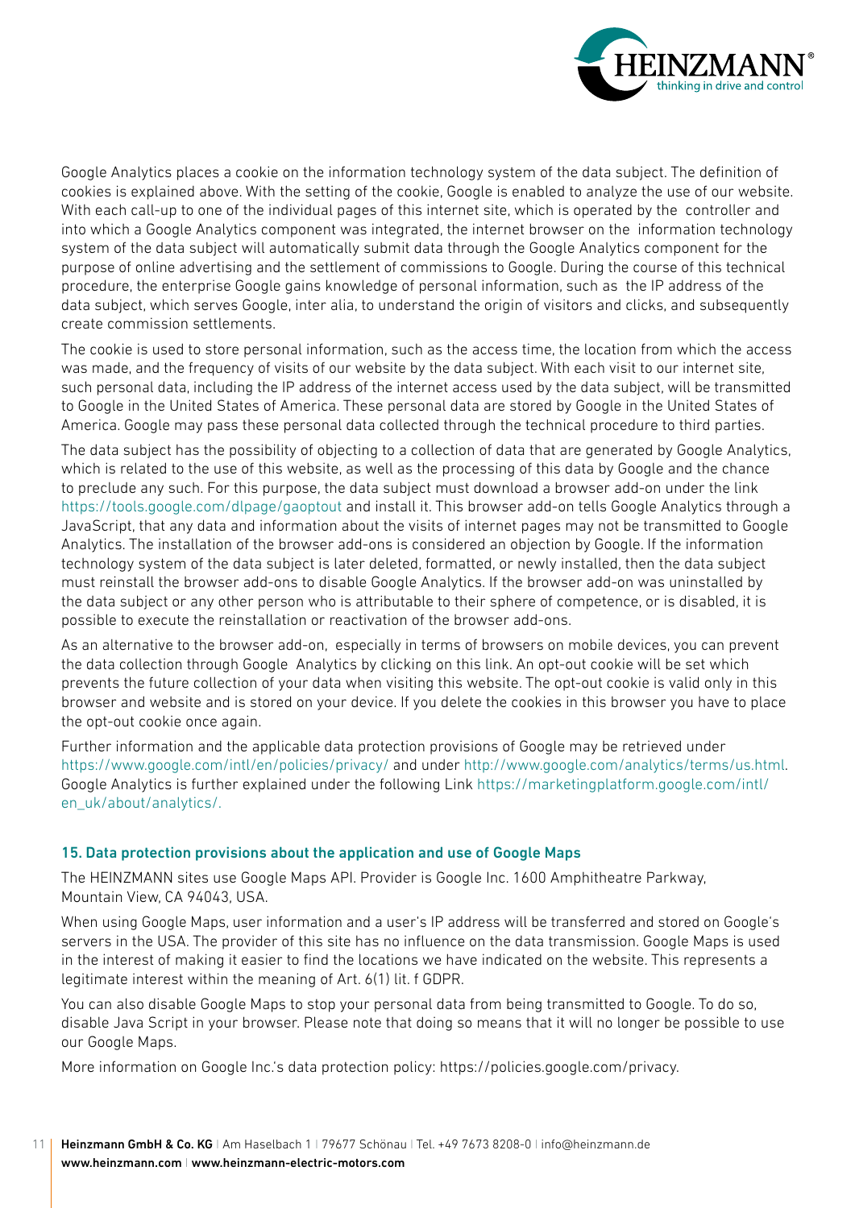Google Analytics places a cookie on the information technology system of the data subject. The definition of cookies is explained above. With the setting of the cookie, Google is enabled to analyze the use of our website. With each call-up to one of the individual pages of this internet site, which is operated by the controller and into which a Google Analytics component was integrated, the internet browser on the information technology system of the data subject will automatically submit data through the Google Analytics component for the purpose of online advertising and the settlement of commissions to Google. During the course of this technical procedure, the enterprise Google gains knowledge of personal information, such as the IP address of the data subject, which serves Google, inter alia, to understand the origin of visitors and clicks, and subsequently create commission settlements.

The cookie is used to store personal information, such as the access time, the location from which the access was made, and the frequency of visits of our website by the data subject. With each visit to our internet site, such personal data, including the IP address of the internet access used by the data subject, will be transmitted to Google in the United States of America. These personal data are stored by Google in the United States of America. Google may pass these personal data collected through the technical procedure to third parties.

The data subject has the possibility of objecting to a collection of data that are generated by Google Analytics, which is related to the use of this website, as well as the processing of this data by Google and the chance to preclude any such. For this purpose, the data subject must download a browser add-on under the link https://tools.google.com/dlpage/gaoptout and install it. This browser add-on tells Google Analytics through a JavaScript, that any data and information about the visits of internet pages may not be transmitted to Google Analytics. The installation of the browser add-ons is considered an objection by Google. If the information technology system of the data subject is later deleted, formatted, or newly installed, then the data subject must reinstall the browser add-ons to disable Google Analytics. If the browser add-on was uninstalled by the data subject or any other person who is attributable to their sphere of competence, or is disabled, it is possible to execute the reinstallation or reactivation of the browser add-ons.

As an alternative to the browser add-on, especially in terms of browsers on mobile devices, you can prevent the data collection through Google Analytics by clicking on this link. An opt-out cookie will be set which prevents the future collection of your data when visiting this website. The opt-out cookie is valid only in this browser and website and is stored on your device. If you delete the cookies in this browser you have to place the opt-out cookie once again.

Further information and the applicable data protection provisions of Google may be retrieved under https://www.google.com/intl/en/policies/privacy/ and under http://www.google.com/analytics/terms/us.html. Google Analytics is further explained under the following Link https://marketingplatform.google.com/intl/en_uk/about/analytics/.

## 15. Data protection provisions about the application and use of Google Maps

The HEINZMANN sites use Google Maps API. Provider is Google Inc. 1600 Amphitheatre Parkway, Mountain View, CA 94043, USA.

When using Google Maps, user information and a user's IP address will be transferred and stored on Google's servers in the USA. The provider of this site has no influence on the data transmission. Google Maps is used in the interest of making it easier to find the locations we have indicated on the website. This represents a legitimate interest within the meaning of Art. 6(1) lit. f GDPR.

You can also disable Google Maps to stop your personal data from being transmitted to Google. To do so, disable Java Script in your browser. Please note that doing so means that it will no longer be possible to use our Google Maps.

More information on Google Inc.'s data protection policy: https://policies.google.com/privacy.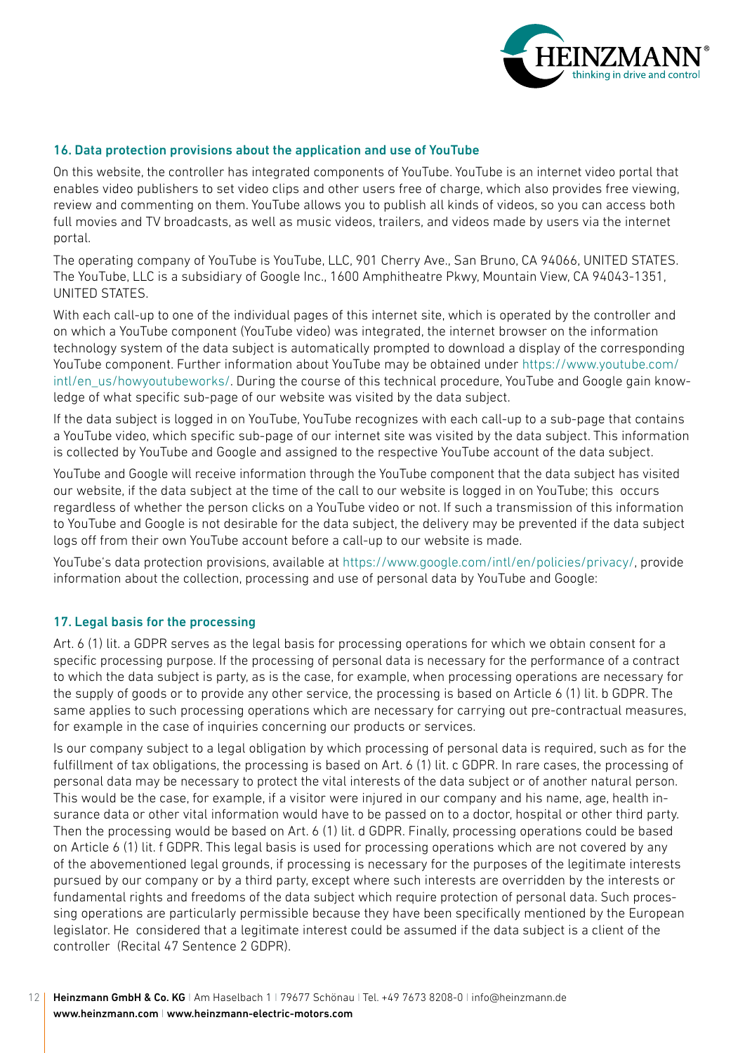## 16. Data protection provisions about the application and use of YouTube

On this website, the controller has integrated components of YouTube. YouTube is an internet video portal that enables video publishers to set video clips and other users free of charge, which also provides free viewing, review and commenting on them. YouTube allows you to publish all kinds of videos, so you can access both full movies and TV broadcasts, as well as music videos, trailers, and videos made by users via the internet portal.

The operating company of YouTube is YouTube, LLC, 901 Cherry Ave., San Bruno, CA 94066, UNITED STATES. The YouTube, LLC is a subsidiary of Google Inc., 1600 Amphitheatre Pkwy, Mountain View, CA 94043-1351, UNITED STATES.

With each call-up to one of the individual pages of this internet site, which is operated by the controller and on which a YouTube component (YouTube video) was integrated, the internet browser on the information technology system of the data subject is automatically prompted to download a display of the corresponding YouTube component. Further information about YouTube may be obtained under https://www.youtube.com/intl/en_us/howyoutubeworks/. During the course of this technical procedure, YouTube and Google gain knowledge of what specific sub-page of our website was visited by the data subject.

If the data subject is logged in on YouTube, YouTube recognizes with each call-up to a sub-page that contains a YouTube video, which specific sub-page of our internet site was visited by the data subject. This information is collected by YouTube and Google and assigned to the respective YouTube account of the data subject.

YouTube and Google will receive information through the YouTube component that the data subject has visited our website, if the data subject at the time of the call to our website is logged in on YouTube; this occurs regardless of whether the person clicks on a YouTube video or not. If such a transmission of this information to YouTube and Google is not desirable for the data subject, the delivery may be prevented if the data subject logs off from their own YouTube account before a call-up to our website is made.

YouTube's data protection provisions, available at https://www.google.com/intl/en/policies/privacy/, provide information about the collection, processing and use of personal data by YouTube and Google:

## 17. Legal basis for the processing

Art. 6 (1) lit. a GDPR serves as the legal basis for processing operations for which we obtain consent for a specific processing purpose. If the processing of personal data is necessary for the performance of a contract to which the data subject is party, as is the case, for example, when processing operations are necessary for the supply of goods or to provide any other service, the processing is based on Article 6 (1) lit. b GDPR. The same applies to such processing operations which are necessary for carrying out pre-contractual measures, for example in the case of inquiries concerning our products or services.

Is our company subject to a legal obligation by which processing of personal data is required, such as for the fulfillment of tax obligations, the processing is based on Art. 6 (1) lit. c GDPR. In rare cases, the processing of personal data may be necessary to protect the vital interests of the data subject or of another natural person. This would be the case, for example, if a visitor were injured in our company and his name, age, health insurance data or other vital information would have to be passed on to a doctor, hospital or other third party. Then the processing would be based on Art. 6 (1) lit. d GDPR. Finally, processing operations could be based on Article 6 (1) lit. f GDPR. This legal basis is used for processing operations which are not covered by any of the abovementioned legal grounds, if processing is necessary for the purposes of the legitimate interests pursued by our company or by a third party, except where such interests are overridden by the interests or fundamental rights and freedoms of the data subject which require protection of personal data. Such processing operations are particularly permissible because they have been specifically mentioned by the European legislator. He considered that a legitimate interest could be assumed if the data subject is a client of the controller (Recital 47 Sentence 2 GDPR).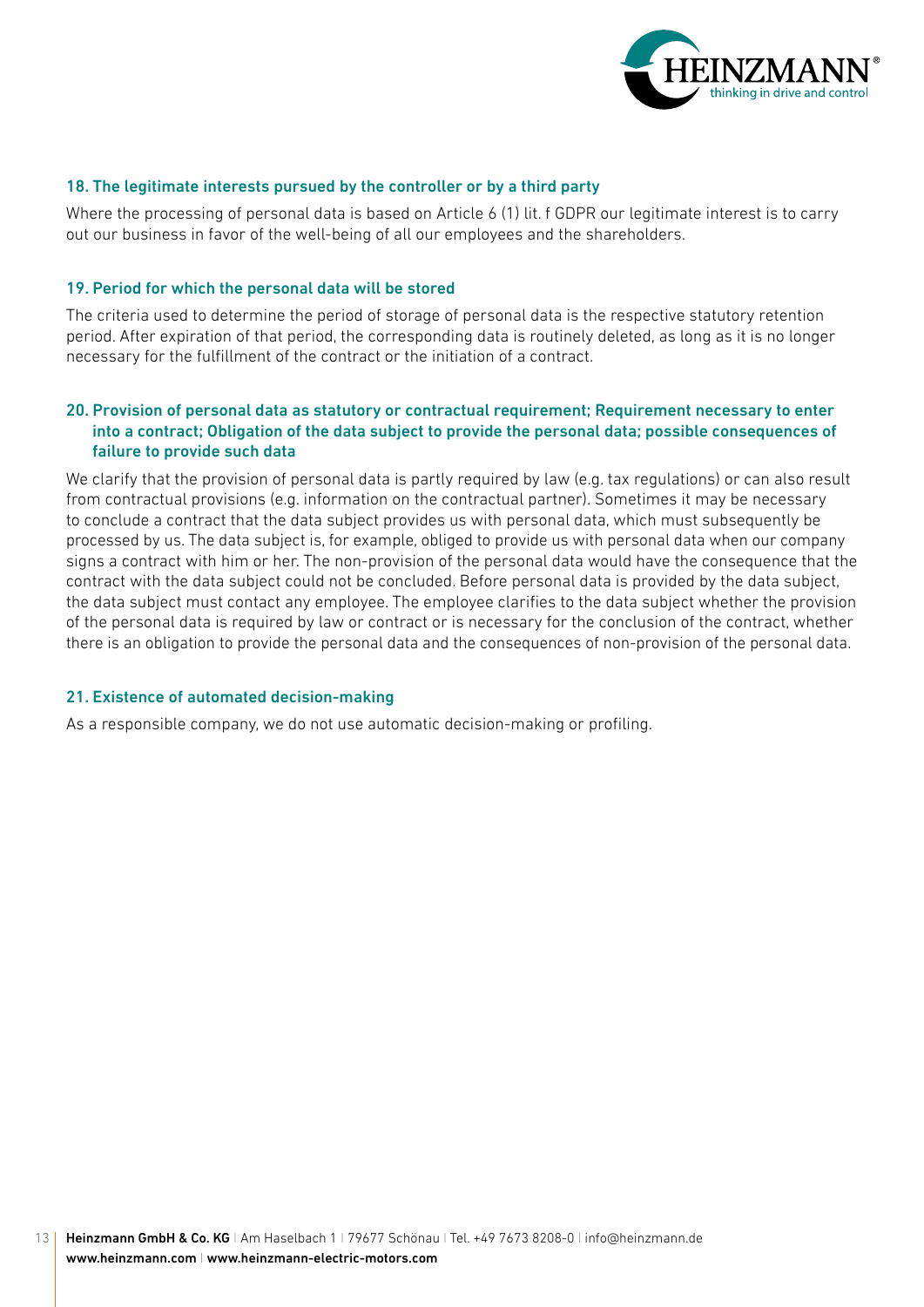## 18. The legitimate interests pursued by the controller or by a third party

Where the processing of personal data is based on Article 6 (1) lit. f GDPR our legitimate interest is to carry out our business in favor of the well-being of all our employees and the shareholders.

## 19. Period for which the personal data will be stored

The criteria used to determine the period of storage of personal data is the respective statutory retention period. After expiration of that period, the corresponding data is routinely deleted, as long as it is no longer necessary for the fulfillment of the contract or the initiation of a contract.

## 20. Provision of personal data as statutory or contractual requirement; Requirement necessary to enter into a contract; Obligation of the data subject to provide the personal data; possible consequences of failure to provide such data

We clarify that the provision of personal data is partly required by law (e.g. tax regulations) or can also result from contractual provisions (e.g. information on the contractual partner). Sometimes it may be necessary to conclude a contract that the data subject provides us with personal data, which must subsequently be processed by us. The data subject is, for example, obliged to provide us with personal data when our company signs a contract with him or her. The non-provision of the personal data would have the consequence that the contract with the data subject could not be concluded. Before personal data is provided by the data subject, the data subject must contact any employee. The employee clarifies to the data subject whether the provision of the personal data is required by law or contract or is necessary for the conclusion of the contract, whether there is an obligation to provide the personal data and the consequences of non-provision of the personal data.

## 21. Existence of automated decision-making

As a responsible company, we do not use automatic decision-making or profiling.